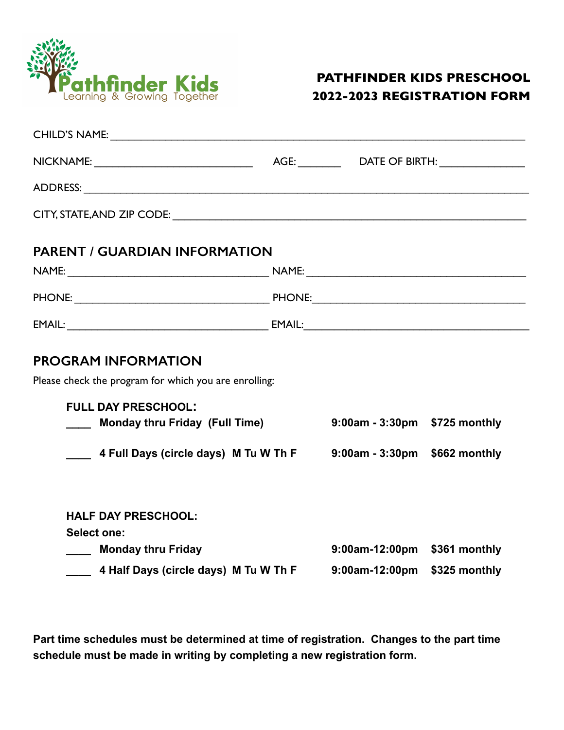Pathfinder Kids
Learning & Growing Together

# PATHFINDER KIDS PRESCHOOL
# 2022-2023 REGISTRATION FORM

CHILD'S NAME: ______________________________________________

NICKNAME: ____________________ AGE: ______ DATE OF BIRTH: ____________

ADDRESS: ______________________________________________

CITY, STATE, AND ZIP CODE: ______________________________________________

## PARENT / GUARDIAN INFORMATION

NAME: ________________________ NAME: ________________________

PHONE: ________________________ PHONE: ________________________

EMAIL: ________________________ EMAIL: ________________________

## PROGRAM INFORMATION

Please check the program for which you are enrolling:

**FULL DAY PRESCHOOL:**

| | | | |
|---|---|---|---|
| ____ | **Monday thru Friday (Full Time)** | **9:00am - 3:30pm** | **$725 monthly** |
| ____ | **4 Full Days (circle days) M Tu W Th F** | **9:00am - 3:30pm** | **$662 monthly** |

**HALF DAY PRESCHOOL:**

**Select one:**

| | | | |
|---|---|---|---|
| ____ | **Monday thru Friday** | **9:00am-12:00pm** | **$361 monthly** |
| ____ | **4 Half Days (circle days) M Tu W Th F** | **9:00am-12:00pm** | **$325 monthly** |

**Part time schedules must be determined at time of registration. Changes to the part time schedule must be made in writing by completing a new registration form.**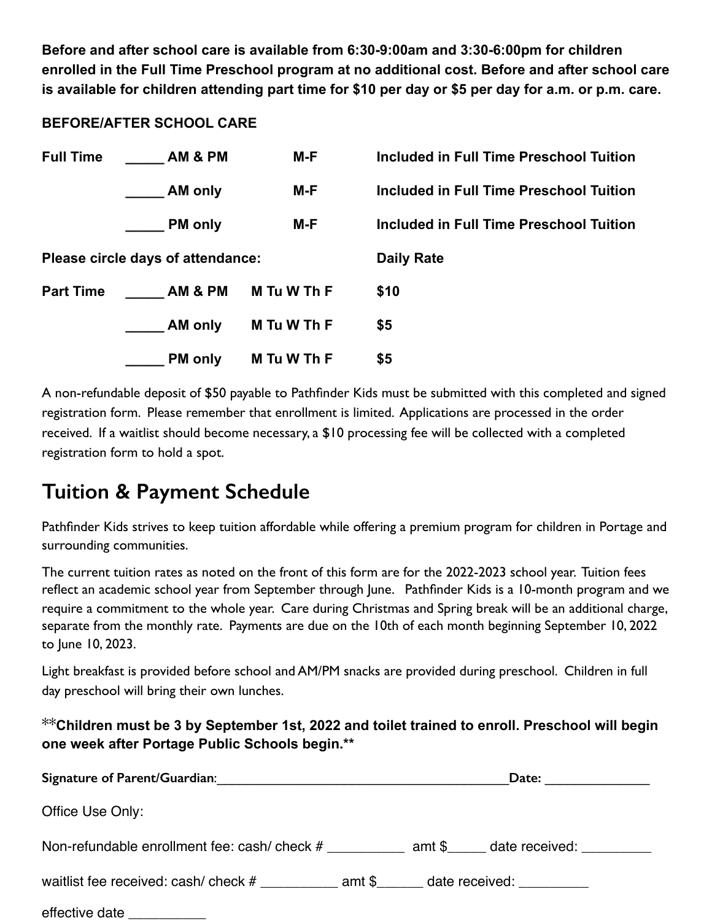**Before and after school care is available from 6:30-9:00am and 3:30-6:00pm for children enrolled in the Full Time Preschool program at no additional cost. Before and after school care is available for children attending part time for $10 per day or $5 per day for a.m. or p.m. care.**

**BEFORE/AFTER SCHOOL CARE**

| | | | |
|---|---|---|---|
| **Full Time** | **_____ AM & PM** | **M-F** | **Included in Full Time Preschool Tuition** |
| | **_____ AM only** | **M-F** | **Included in Full Time Preschool Tuition** |
| | **_____ PM only** | **M-F** | **Included in Full Time Preschool Tuition** |
| **Please circle days of attendance:** | | | **Daily Rate** |
| **Part Time** | **_____ AM & PM** | **M Tu W Th F** | **$10** |
| | **_____ AM only** | **M Tu W Th F** | **$5** |
| | **_____ PM only** | **M Tu W Th F** | **$5** |

A non-refundable deposit of $50 payable to Pathfinder Kids must be submitted with this completed and signed registration form. Please remember that enrollment is limited. Applications are processed in the order received. If a waitlist should become necessary, a $10 processing fee will be collected with a completed registration form to hold a spot.

## Tuition & Payment Schedule

Pathfinder Kids strives to keep tuition affordable while offering a premium program for children in Portage and surrounding communities.

The current tuition rates as noted on the front of this form are for the 2022-2023 school year. Tuition fees reflect an academic school year from September through June. Pathfinder Kids is a 10-month program and we require a commitment to the whole year. Care during Christmas and Spring break will be an additional charge, separate from the monthly rate. Payments are due on the 10th of each month beginning September 10, 2022 to June 10, 2023.

Light breakfast is provided before school and AM/PM snacks are provided during preschool. Children in full day preschool will bring their own lunches.

****Children must be 3 by September 1st, 2022 and toilet trained to enroll. Preschool will begin one week after Portage Public Schools begin.****

**Signature of Parent/Guardian:**___________________________________________**Date:** _______________

Office Use Only:

Non-refundable enrollment fee: cash/ check # __________ amt $_____ date received: _________

waitlist fee received: cash/ check # __________ amt $______ date received: _________

effective date ___________